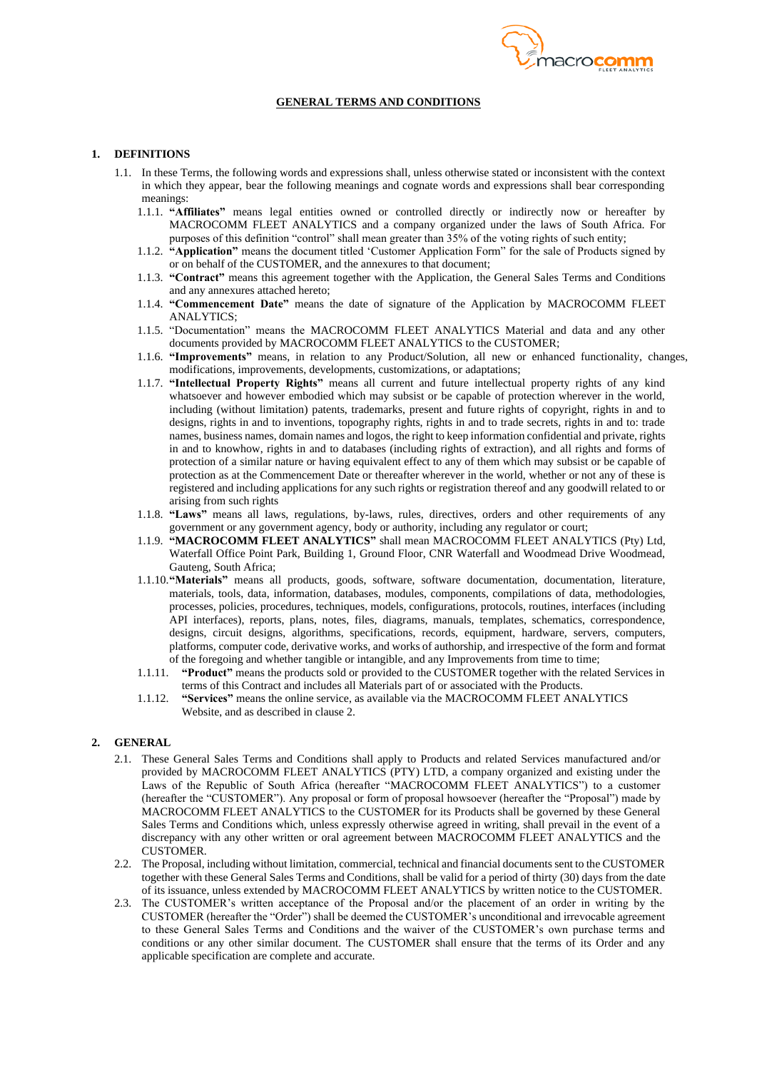# GENERAL TERMS AND CONDITIONS

## 1. DEFINITIONS

1.1. In these Terms, the following words and expressions shall, unless otherwise stated or inconsistent with the context in which they appear, bear the following meanings and cognate words and expressions shall bear corresponding meanings:

1.1.1. **"Affiliates"** means legal entities owned or controlled directly or indirectly now or hereafter by MACROCOMM FLEET ANALYTICS and a company organized under the laws of South Africa. For purposes of this definition "control" shall mean greater than 35% of the voting rights of such entity;

1.1.2. **"Application"** means the document titled 'Customer Application Form" for the sale of Products signed by or on behalf of the CUSTOMER, and the annexures to that document;

1.1.3. **"Contract"** means this agreement together with the Application, the General Sales Terms and Conditions and any annexures attached hereto;

1.1.4. **"Commencement Date"** means the date of signature of the Application by MACROCOMM FLEET ANALYTICS;

1.1.5. "Documentation" means the MACROCOMM FLEET ANALYTICS Material and data and any other documents provided by MACROCOMM FLEET ANALYTICS to the CUSTOMER;

1.1.6. **"Improvements"** means, in relation to any Product/Solution, all new or enhanced functionality, changes, modifications, improvements, developments, customizations, or adaptations;

1.1.7. **"Intellectual Property Rights"** means all current and future intellectual property rights of any kind whatsoever and however embodied which may subsist or be capable of protection wherever in the world, including (without limitation) patents, trademarks, present and future rights of copyright, rights in and to designs, rights in and to inventions, topography rights, rights in and to trade secrets, rights in and to: trade names, business names, domain names and logos, the right to keep information confidential and private, rights in and to knowhow, rights in and to databases (including rights of extraction), and all rights and forms of protection of a similar nature or having equivalent effect to any of them which may subsist or be capable of protection as at the Commencement Date or thereafter wherever in the world, whether or not any of these is registered and including applications for any such rights or registration thereof and any goodwill related to or arising from such rights

1.1.8. **"Laws"** means all laws, regulations, by-laws, rules, directives, orders and other requirements of any government or any government agency, body or authority, including any regulator or court;

1.1.9. **"MACROCOMM FLEET ANALYTICS"** shall mean MACROCOMM FLEET ANALYTICS (Pty) Ltd, Waterfall Office Point Park, Building 1, Ground Floor, CNR Waterfall and Woodmead Drive Woodmead, Gauteng, South Africa;

1.1.10. **"Materials"** means all products, goods, software, software documentation, documentation, literature, materials, tools, data, information, databases, modules, components, compilations of data, methodologies, processes, policies, procedures, techniques, models, configurations, protocols, routines, interfaces (including API interfaces), reports, plans, notes, files, diagrams, manuals, templates, schematics, correspondence, designs, circuit designs, algorithms, specifications, records, equipment, hardware, servers, computers, platforms, computer code, derivative works, and works of authorship, and irrespective of the form and format of the foregoing and whether tangible or intangible, and any Improvements from time to time;

1.1.11. **"Product"** means the products sold or provided to the CUSTOMER together with the related Services in terms of this Contract and includes all Materials part of or associated with the Products.

1.1.12. **"Services"** means the online service, as available via the MACROCOMM FLEET ANALYTICS Website, and as described in clause 2.

## 2. GENERAL

2.1. These General Sales Terms and Conditions shall apply to Products and related Services manufactured and/or provided by MACROCOMM FLEET ANALYTICS (PTY) LTD, a company organized and existing under the Laws of the Republic of South Africa (hereafter "MACROCOMM FLEET ANALYTICS") to a customer (hereafter the "CUSTOMER"). Any proposal or form of proposal howsoever (hereafter the "Proposal") made by MACROCOMM FLEET ANALYTICS to the CUSTOMER for its Products shall be governed by these General Sales Terms and Conditions which, unless expressly otherwise agreed in writing, shall prevail in the event of a discrepancy with any other written or oral agreement between MACROCOMM FLEET ANALYTICS and the CUSTOMER.

2.2. The Proposal, including without limitation, commercial, technical and financial documents sent to the CUSTOMER together with these General Sales Terms and Conditions, shall be valid for a period of thirty (30) days from the date of its issuance, unless extended by MACROCOMM FLEET ANALYTICS by written notice to the CUSTOMER.

2.3. The CUSTOMER's written acceptance of the Proposal and/or the placement of an order in writing by the CUSTOMER (hereafter the "Order") shall be deemed the CUSTOMER's unconditional and irrevocable agreement to these General Sales Terms and Conditions and the waiver of the CUSTOMER's own purchase terms and conditions or any other similar document. The CUSTOMER shall ensure that the terms of its Order and any applicable specification are complete and accurate.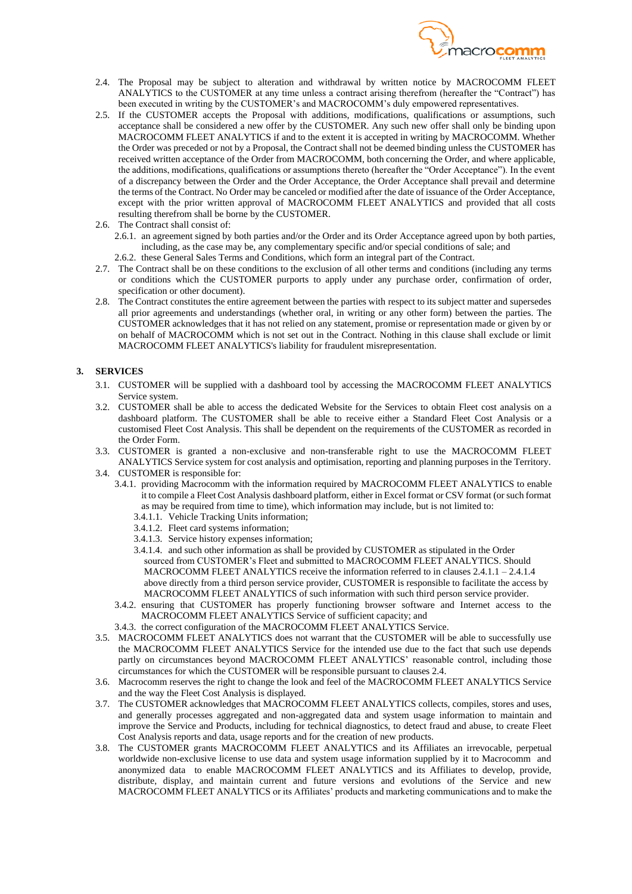2.4. The Proposal may be subject to alteration and withdrawal by written notice by MACROCOMM FLEET ANALYTICS to the CUSTOMER at any time unless a contract arising therefrom (hereafter the "Contract") has been executed in writing by the CUSTOMER's and MACROCOMM's duly empowered representatives.

2.5. If the CUSTOMER accepts the Proposal with additions, modifications, qualifications or assumptions, such acceptance shall be considered a new offer by the CUSTOMER. Any such new offer shall only be binding upon MACROCOMM FLEET ANALYTICS if and to the extent it is accepted in writing by MACROCOMM. Whether the Order was preceded or not by a Proposal, the Contract shall not be deemed binding unless the CUSTOMER has received written acceptance of the Order from MACROCOMM, both concerning the Order, and where applicable, the additions, modifications, qualifications or assumptions thereto (hereafter the "Order Acceptance"). In the event of a discrepancy between the Order and the Order Acceptance, the Order Acceptance shall prevail and determine the terms of the Contract. No Order may be canceled or modified after the date of issuance of the Order Acceptance, except with the prior written approval of MACROCOMM FLEET ANALYTICS and provided that all costs resulting therefrom shall be borne by the CUSTOMER.

2.6. The Contract shall consist of:

2.6.1. an agreement signed by both parties and/or the Order and its Order Acceptance agreed upon by both parties, including, as the case may be, any complementary specific and/or special conditions of sale; and

2.6.2. these General Sales Terms and Conditions, which form an integral part of the Contract.

2.7. The Contract shall be on these conditions to the exclusion of all other terms and conditions (including any terms or conditions which the CUSTOMER purports to apply under any purchase order, confirmation of order, specification or other document).

2.8. The Contract constitutes the entire agreement between the parties with respect to its subject matter and supersedes all prior agreements and understandings (whether oral, in writing or any other form) between the parties. The CUSTOMER acknowledges that it has not relied on any statement, promise or representation made or given by or on behalf of MACROCOMM which is not set out in the Contract. Nothing in this clause shall exclude or limit MACROCOMM FLEET ANALYTICS's liability for fraudulent misrepresentation.

## 3. SERVICES

3.1. CUSTOMER will be supplied with a dashboard tool by accessing the MACROCOMM FLEET ANALYTICS Service system.

3.2. CUSTOMER shall be able to access the dedicated Website for the Services to obtain Fleet cost analysis on a dashboard platform. The CUSTOMER shall be able to receive either a Standard Fleet Cost Analysis or a customised Fleet Cost Analysis. This shall be dependent on the requirements of the CUSTOMER as recorded in the Order Form.

3.3. CUSTOMER is granted a non-exclusive and non-transferable right to use the MACROCOMM FLEET ANALYTICS Service system for cost analysis and optimisation, reporting and planning purposes in the Territory.

3.4. CUSTOMER is responsible for:

3.4.1. providing Macrocomm with the information required by MACROCOMM FLEET ANALYTICS to enable it to compile a Fleet Cost Analysis dashboard platform, either in Excel format or CSV format (or such format as may be required from time to time), which information may include, but is not limited to:

3.4.1.1. Vehicle Tracking Units information;

3.4.1.2. Fleet card systems information;

3.4.1.3. Service history expenses information;

3.4.1.4. and such other information as shall be provided by CUSTOMER as stipulated in the Order sourced from CUSTOMER's Fleet and submitted to MACROCOMM FLEET ANALYTICS. Should MACROCOMM FLEET ANALYTICS receive the information referred to in clauses 2.4.1.1 – 2.4.1.4 above directly from a third person service provider, CUSTOMER is responsible to facilitate the access by MACROCOMM FLEET ANALYTICS of such information with such third person service provider.

3.4.2. ensuring that CUSTOMER has properly functioning browser software and Internet access to the MACROCOMM FLEET ANALYTICS Service of sufficient capacity; and

3.4.3. the correct configuration of the MACROCOMM FLEET ANALYTICS Service.

3.5. MACROCOMM FLEET ANALYTICS does not warrant that the CUSTOMER will be able to successfully use the MACROCOMM FLEET ANALYTICS Service for the intended use due to the fact that such use depends partly on circumstances beyond MACROCOMM FLEET ANALYTICS' reasonable control, including those circumstances for which the CUSTOMER will be responsible pursuant to clauses 2.4.

3.6. Macrocomm reserves the right to change the look and feel of the MACROCOMM FLEET ANALYTICS Service and the way the Fleet Cost Analysis is displayed.

3.7. The CUSTOMER acknowledges that MACROCOMM FLEET ANALYTICS collects, compiles, stores and uses, and generally processes aggregated and non-aggregated data and system usage information to maintain and improve the Service and Products, including for technical diagnostics, to detect fraud and abuse, to create Fleet Cost Analysis reports and data, usage reports and for the creation of new products.

3.8. The CUSTOMER grants MACROCOMM FLEET ANALYTICS and its Affiliates an irrevocable, perpetual worldwide non-exclusive license to use data and system usage information supplied by it to Macrocomm and anonymized data to enable MACROCOMM FLEET ANALYTICS and its Affiliates to develop, provide, distribute, display, and maintain current and future versions and evolutions of the Service and new MACROCOMM FLEET ANALYTICS or its Affiliates' products and marketing communications and to make the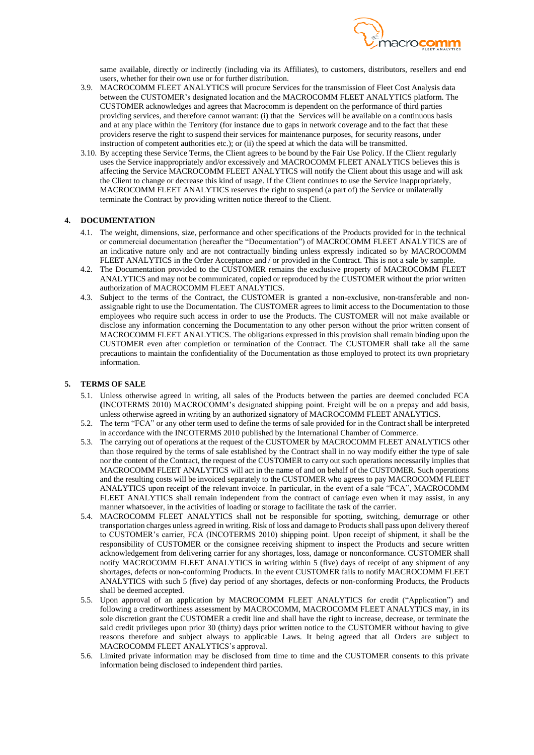same available, directly or indirectly (including via its Affiliates), to customers, distributors, resellers and end users, whether for their own use or for further distribution.

3.9. MACROCOMM FLEET ANALYTICS will procure Services for the transmission of Fleet Cost Analysis data between the CUSTOMER's designated location and the MACROCOMM FLEET ANALYTICS platform. The CUSTOMER acknowledges and agrees that Macrocomm is dependent on the performance of third parties providing services, and therefore cannot warrant: (i) that the Services will be available on a continuous basis and at any place within the Territory (for instance due to gaps in network coverage and to the fact that these providers reserve the right to suspend their services for maintenance purposes, for security reasons, under instruction of competent authorities etc.); or (ii) the speed at which the data will be transmitted.

3.10. By accepting these Service Terms, the Client agrees to be bound by the Fair Use Policy. If the Client regularly uses the Service inappropriately and/or excessively and MACROCOMM FLEET ANALYTICS believes this is affecting the Service MACROCOMM FLEET ANALYTICS will notify the Client about this usage and will ask the Client to change or decrease this kind of usage. If the Client continues to use the Service inappropriately, MACROCOMM FLEET ANALYTICS reserves the right to suspend (a part of) the Service or unilaterally terminate the Contract by providing written notice thereof to the Client.

## 4. DOCUMENTATION

4.1. The weight, dimensions, size, performance and other specifications of the Products provided for in the technical or commercial documentation (hereafter the "Documentation") of MACROCOMM FLEET ANALYTICS are of an indicative nature only and are not contractually binding unless expressly indicated so by MACROCOMM FLEET ANALYTICS in the Order Acceptance and / or provided in the Contract. This is not a sale by sample.

4.2. The Documentation provided to the CUSTOMER remains the exclusive property of MACROCOMM FLEET ANALYTICS and may not be communicated, copied or reproduced by the CUSTOMER without the prior written authorization of MACROCOMM FLEET ANALYTICS.

4.3. Subject to the terms of the Contract, the CUSTOMER is granted a non-exclusive, non-transferable and non-assignable right to use the Documentation. The CUSTOMER agrees to limit access to the Documentation to those employees who require such access in order to use the Products. The CUSTOMER will not make available or disclose any information concerning the Documentation to any other person without the prior written consent of MACROCOMM FLEET ANALYTICS. The obligations expressed in this provision shall remain binding upon the CUSTOMER even after completion or termination of the Contract. The CUSTOMER shall take all the same precautions to maintain the confidentiality of the Documentation as those employed to protect its own proprietary information.

## 5. TERMS OF SALE

5.1. Unless otherwise agreed in writing, all sales of the Products between the parties are deemed concluded FCA **(**INCOTERMS 2010) MACROCOMM's designated shipping point. Freight will be on a prepay and add basis, unless otherwise agreed in writing by an authorized signatory of MACROCOMM FLEET ANALYTICS.

5.2. The term "FCA" or any other term used to define the terms of sale provided for in the Contract shall be interpreted in accordance with the INCOTERMS 2010 published by the International Chamber of Commerce.

5.3. The carrying out of operations at the request of the CUSTOMER by MACROCOMM FLEET ANALYTICS other than those required by the terms of sale established by the Contract shall in no way modify either the type of sale nor the content of the Contract, the request of the CUSTOMER to carry out such operations necessarily implies that MACROCOMM FLEET ANALYTICS will act in the name of and on behalf of the CUSTOMER. Such operations and the resulting costs will be invoiced separately to the CUSTOMER who agrees to pay MACROCOMM FLEET ANALYTICS upon receipt of the relevant invoice. In particular, in the event of a sale "FCA", MACROCOMM FLEET ANALYTICS shall remain independent from the contract of carriage even when it may assist, in any manner whatsoever, in the activities of loading or storage to facilitate the task of the carrier.

5.4. MACROCOMM FLEET ANALYTICS shall not be responsible for spotting, switching, demurrage or other transportation charges unless agreed in writing. Risk of loss and damage to Products shall pass upon delivery thereof to CUSTOMER's carrier, FCA (INCOTERMS 2010) shipping point. Upon receipt of shipment, it shall be the responsibility of CUSTOMER or the consignee receiving shipment to inspect the Products and secure written acknowledgement from delivering carrier for any shortages, loss, damage or nonconformance. CUSTOMER shall notify MACROCOMM FLEET ANALYTICS in writing within 5 (five) days of receipt of any shipment of any shortages, defects or non-conforming Products. In the event CUSTOMER fails to notify MACROCOMM FLEET ANALYTICS with such 5 (five) day period of any shortages, defects or non-conforming Products, the Products shall be deemed accepted.

5.5. Upon approval of an application by MACROCOMM FLEET ANALYTICS for credit ("Application") and following a creditworthiness assessment by MACROCOMM, MACROCOMM FLEET ANALYTICS may, in its sole discretion grant the CUSTOMER a credit line and shall have the right to increase, decrease, or terminate the said credit privileges upon prior 30 (thirty) days prior written notice to the CUSTOMER without having to give reasons therefore and subject always to applicable Laws. It being agreed that all Orders are subject to MACROCOMM FLEET ANALYTICS's approval.

5.6. Limited private information may be disclosed from time to time and the CUSTOMER consents to this private information being disclosed to independent third parties.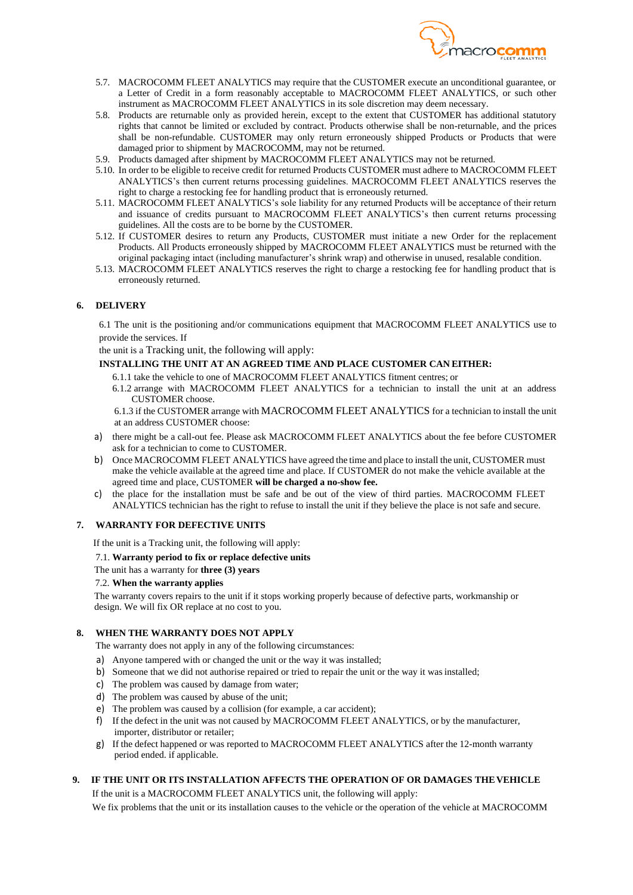5.7. MACROCOMM FLEET ANALYTICS may require that the CUSTOMER execute an unconditional guarantee, or a Letter of Credit in a form reasonably acceptable to MACROCOMM FLEET ANALYTICS, or such other instrument as MACROCOMM FLEET ANALYTICS in its sole discretion may deem necessary.

5.8. Products are returnable only as provided herein, except to the extent that CUSTOMER has additional statutory rights that cannot be limited or excluded by contract. Products otherwise shall be non-returnable, and the prices shall be non-refundable. CUSTOMER may only return erroneously shipped Products or Products that were damaged prior to shipment by MACROCOMM, may not be returned.

5.9. Products damaged after shipment by MACROCOMM FLEET ANALYTICS may not be returned.

5.10. In order to be eligible to receive credit for returned Products CUSTOMER must adhere to MACROCOMM FLEET ANALYTICS's then current returns processing guidelines. MACROCOMM FLEET ANALYTICS reserves the right to charge a restocking fee for handling product that is erroneously returned.

5.11. MACROCOMM FLEET ANALYTICS's sole liability for any returned Products will be acceptance of their return and issuance of credits pursuant to MACROCOMM FLEET ANALYTICS's then current returns processing guidelines. All the costs are to be borne by the CUSTOMER.

5.12. If CUSTOMER desires to return any Products, CUSTOMER must initiate a new Order for the replacement Products. All Products erroneously shipped by MACROCOMM FLEET ANALYTICS must be returned with the original packaging intact (including manufacturer's shrink wrap) and otherwise in unused, resalable condition.

5.13. MACROCOMM FLEET ANALYTICS reserves the right to charge a restocking fee for handling product that is erroneously returned.

## 6. DELIVERY

6.1 The unit is the positioning and/or communications equipment that MACROCOMM FLEET ANALYTICS use to provide the services. If

the unit is a Tracking unit, the following will apply:

**INSTALLING THE UNIT AT AN AGREED TIME AND PLACE CUSTOMER CAN EITHER:**

6.1.1 take the vehicle to one of MACROCOMM FLEET ANALYTICS fitment centres; or

6.1.2 arrange with MACROCOMM FLEET ANALYTICS for a technician to install the unit at an address CUSTOMER choose.

6.1.3 if the CUSTOMER arrange with MACROCOMM FLEET ANALYTICS for a technician to install the unit at an address CUSTOMER choose:

a) there might be a call-out fee. Please ask MACROCOMM FLEET ANALYTICS about the fee before CUSTOMER ask for a technician to come to CUSTOMER.

b) Once MACROCOMM FLEET ANALYTICS have agreed the time and place to install the unit, CUSTOMER must make the vehicle available at the agreed time and place. If CUSTOMER do not make the vehicle available at the agreed time and place, CUSTOMER **will be charged a no-show fee.**

c) the place for the installation must be safe and be out of the view of third parties. MACROCOMM FLEET ANALYTICS technician has the right to refuse to install the unit if they believe the place is not safe and secure.

## 7. WARRANTY FOR DEFECTIVE UNITS

If the unit is a Tracking unit, the following will apply:

7.1. **Warranty period to fix or replace defective units**

The unit has a warranty for **three (3) years**

7.2. **When the warranty applies**

The warranty covers repairs to the unit if it stops working properly because of defective parts, workmanship or design. We will fix OR replace at no cost to you.

## 8. WHEN THE WARRANTY DOES NOT APPLY

The warranty does not apply in any of the following circumstances:

a) Anyone tampered with or changed the unit or the way it was installed;

b) Someone that we did not authorise repaired or tried to repair the unit or the way it was installed;

c) The problem was caused by damage from water;

d) The problem was caused by abuse of the unit;

e) The problem was caused by a collision (for example, a car accident);

f) If the defect in the unit was not caused by MACROCOMM FLEET ANALYTICS, or by the manufacturer, importer, distributor or retailer;

g) If the defect happened or was reported to MACROCOMM FLEET ANALYTICS after the 12-month warranty period ended. if applicable.

## 9. IF THE UNIT OR ITS INSTALLATION AFFECTS THE OPERATION OF OR DAMAGES THE VEHICLE

If the unit is a MACROCOMM FLEET ANALYTICS unit, the following will apply:

We fix problems that the unit or its installation causes to the vehicle or the operation of the vehicle at MACROCOMM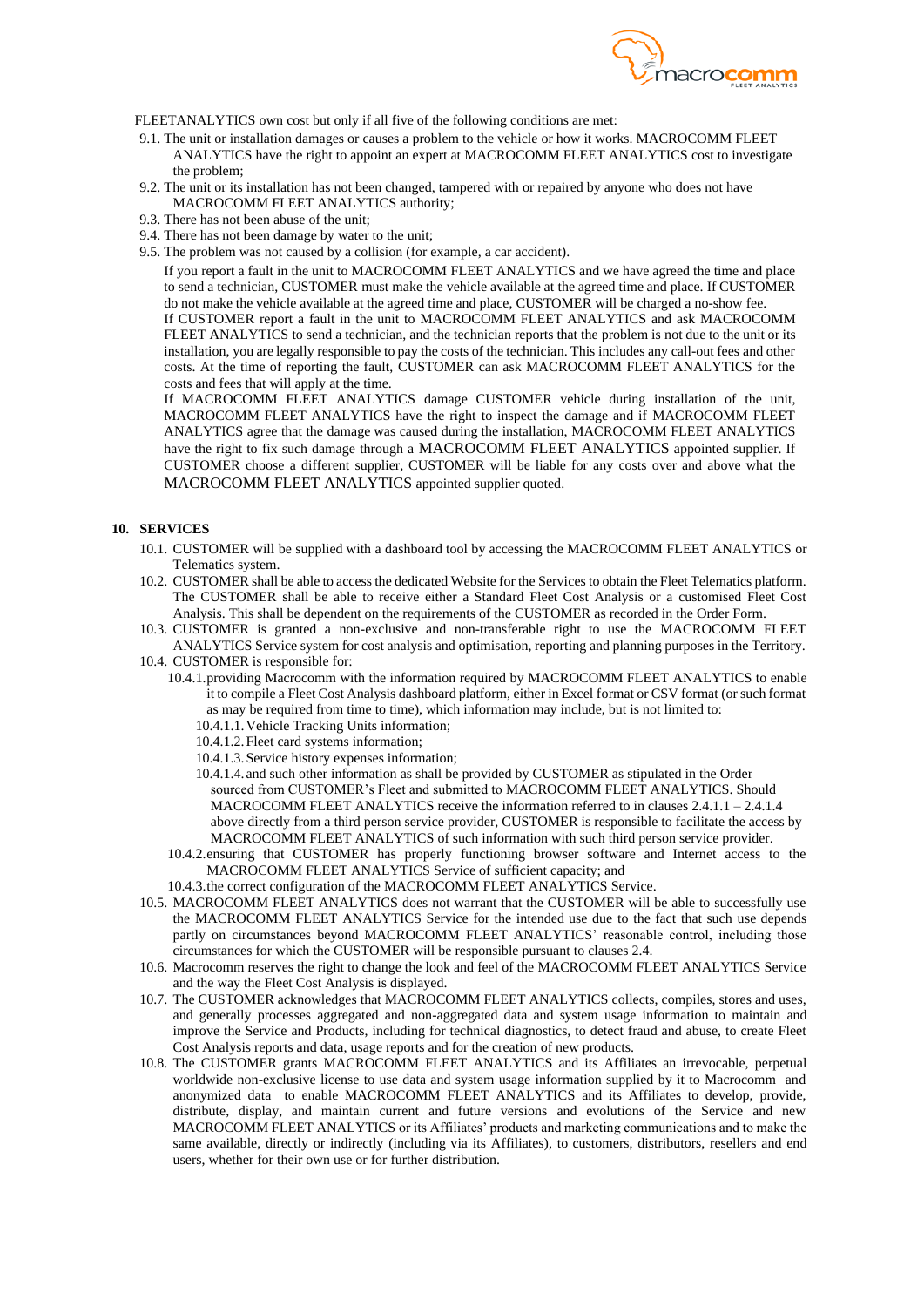FLEETANALYTICS own cost but only if all five of the following conditions are met:

9.1. The unit or installation damages or causes a problem to the vehicle or how it works. MACROCOMM FLEET ANALYTICS have the right to appoint an expert at MACROCOMM FLEET ANALYTICS cost to investigate the problem;

9.2. The unit or its installation has not been changed, tampered with or repaired by anyone who does not have MACROCOMM FLEET ANALYTICS authority;

9.3. There has not been abuse of the unit;

9.4. There has not been damage by water to the unit;

9.5. The problem was not caused by a collision (for example, a car accident).

If you report a fault in the unit to MACROCOMM FLEET ANALYTICS and we have agreed the time and place to send a technician, CUSTOMER must make the vehicle available at the agreed time and place. If CUSTOMER do not make the vehicle available at the agreed time and place, CUSTOMER will be charged a no-show fee.

If CUSTOMER report a fault in the unit to MACROCOMM FLEET ANALYTICS and ask MACROCOMM FLEET ANALYTICS to send a technician, and the technician reports that the problem is not due to the unit or its installation, you are legally responsible to pay the costs of the technician. This includes any call-out fees and other costs. At the time of reporting the fault, CUSTOMER can ask MACROCOMM FLEET ANALYTICS for the costs and fees that will apply at the time.

If MACROCOMM FLEET ANALYTICS damage CUSTOMER vehicle during installation of the unit, MACROCOMM FLEET ANALYTICS have the right to inspect the damage and if MACROCOMM FLEET ANALYTICS agree that the damage was caused during the installation, MACROCOMM FLEET ANALYTICS have the right to fix such damage through a MACROCOMM FLEET ANALYTICS appointed supplier. If CUSTOMER choose a different supplier, CUSTOMER will be liable for any costs over and above what the MACROCOMM FLEET ANALYTICS appointed supplier quoted.

**10. SERVICES**

10.1. CUSTOMER will be supplied with a dashboard tool by accessing the MACROCOMM FLEET ANALYTICS or Telematics system.

10.2. CUSTOMER shall be able to access the dedicated Website for the Services to obtain the Fleet Telematics platform. The CUSTOMER shall be able to receive either a Standard Fleet Cost Analysis or a customised Fleet Cost Analysis. This shall be dependent on the requirements of the CUSTOMER as recorded in the Order Form.

10.3. CUSTOMER is granted a non-exclusive and non-transferable right to use the MACROCOMM FLEET ANALYTICS Service system for cost analysis and optimisation, reporting and planning purposes in the Territory.

10.4. CUSTOMER is responsible for:

10.4.1. providing Macrocomm with the information required by MACROCOMM FLEET ANALYTICS to enable it to compile a Fleet Cost Analysis dashboard platform, either in Excel format or CSV format (or such format as may be required from time to time), which information may include, but is not limited to:

10.4.1.1. Vehicle Tracking Units information;

10.4.1.2. Fleet card systems information;

10.4.1.3. Service history expenses information;

10.4.1.4. and such other information as shall be provided by CUSTOMER as stipulated in the Order sourced from CUSTOMER's Fleet and submitted to MACROCOMM FLEET ANALYTICS. Should MACROCOMM FLEET ANALYTICS receive the information referred to in clauses 2.4.1.1 – 2.4.1.4 above directly from a third person service provider, CUSTOMER is responsible to facilitate the access by MACROCOMM FLEET ANALYTICS of such information with such third person service provider.

10.4.2. ensuring that CUSTOMER has properly functioning browser software and Internet access to the MACROCOMM FLEET ANALYTICS Service of sufficient capacity; and

10.4.3. the correct configuration of the MACROCOMM FLEET ANALYTICS Service.

10.5. MACROCOMM FLEET ANALYTICS does not warrant that the CUSTOMER will be able to successfully use the MACROCOMM FLEET ANALYTICS Service for the intended use due to the fact that such use depends partly on circumstances beyond MACROCOMM FLEET ANALYTICS' reasonable control, including those circumstances for which the CUSTOMER will be responsible pursuant to clauses 2.4.

10.6. Macrocomm reserves the right to change the look and feel of the MACROCOMM FLEET ANALYTICS Service and the way the Fleet Cost Analysis is displayed.

10.7. The CUSTOMER acknowledges that MACROCOMM FLEET ANALYTICS collects, compiles, stores and uses, and generally processes aggregated and non-aggregated data and system usage information to maintain and improve the Service and Products, including for technical diagnostics, to detect fraud and abuse, to create Fleet Cost Analysis reports and data, usage reports and for the creation of new products.

10.8. The CUSTOMER grants MACROCOMM FLEET ANALYTICS and its Affiliates an irrevocable, perpetual worldwide non-exclusive license to use data and system usage information supplied by it to Macrocomm and anonymized data to enable MACROCOMM FLEET ANALYTICS and its Affiliates to develop, provide, distribute, display, and maintain current and future versions and evolutions of the Service and new MACROCOMM FLEET ANALYTICS or its Affiliates' products and marketing communications and to make the same available, directly or indirectly (including via its Affiliates), to customers, distributors, resellers and end users, whether for their own use or for further distribution.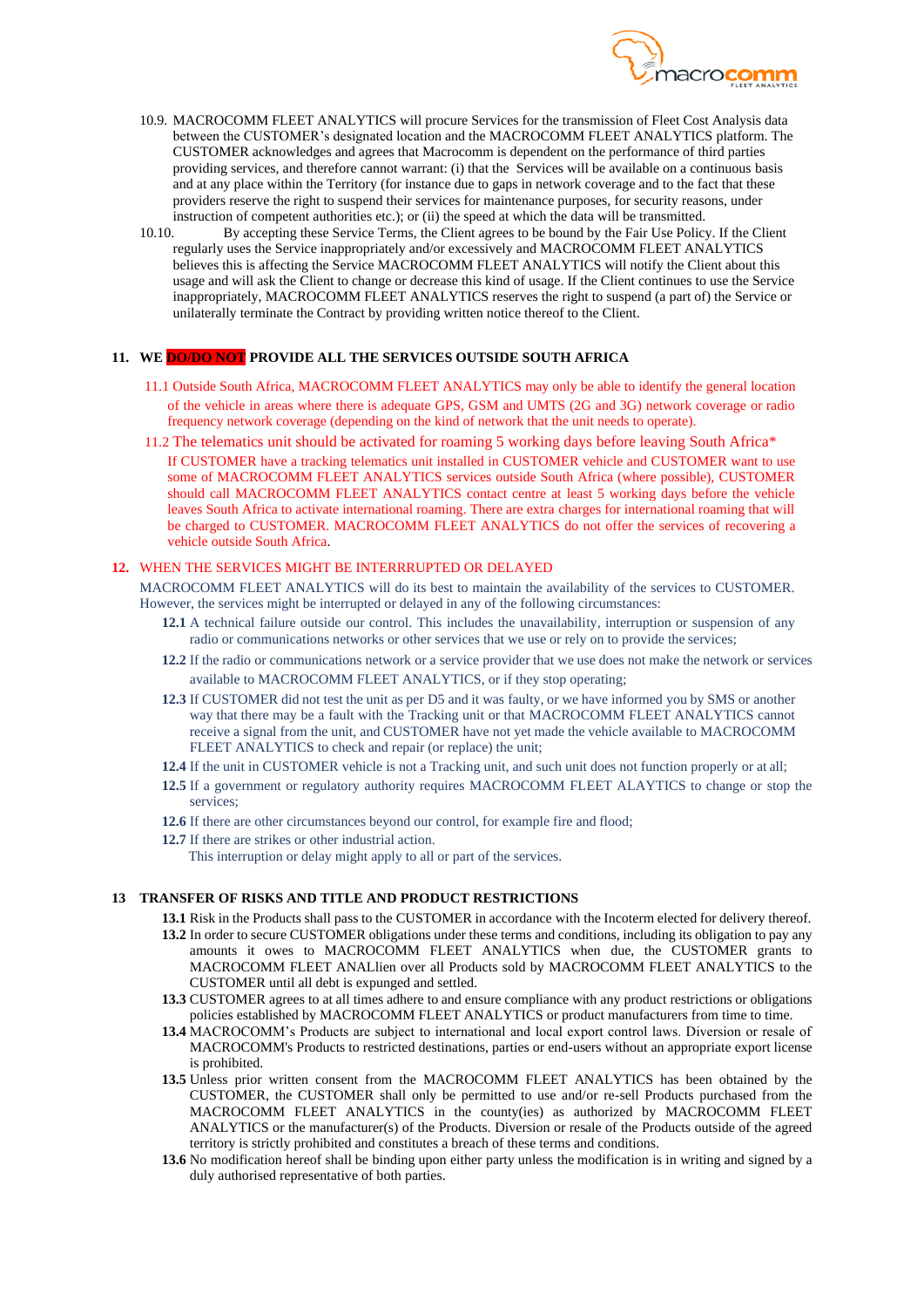10.9. MACROCOMM FLEET ANALYTICS will procure Services for the transmission of Fleet Cost Analysis data between the CUSTOMER's designated location and the MACROCOMM FLEET ANALYTICS platform. The CUSTOMER acknowledges and agrees that Macrocomm is dependent on the performance of third parties providing services, and therefore cannot warrant: (i) that the Services will be available on a continuous basis and at any place within the Territory (for instance due to gaps in network coverage and to the fact that these providers reserve the right to suspend their services for maintenance purposes, for security reasons, under instruction of competent authorities etc.); or (ii) the speed at which the data will be transmitted.

10.10. By accepting these Service Terms, the Client agrees to be bound by the Fair Use Policy. If the Client regularly uses the Service inappropriately and/or excessively and MACROCOMM FLEET ANALYTICS believes this is affecting the Service MACROCOMM FLEET ANALYTICS will notify the Client about this usage and will ask the Client to change or decrease this kind of usage. If the Client continues to use the Service inappropriately, MACROCOMM FLEET ANALYTICS reserves the right to suspend (a part of) the Service or unilaterally terminate the Contract by providing written notice thereof to the Client.

## 11. WE DO/DO NOT PROVIDE ALL THE SERVICES OUTSIDE SOUTH AFRICA

11.1 Outside South Africa, MACROCOMM FLEET ANALYTICS may only be able to identify the general location of the vehicle in areas where there is adequate GPS, GSM and UMTS (2G and 3G) network coverage or radio frequency network coverage (depending on the kind of network that the unit needs to operate).

11.2 The telematics unit should be activated for roaming 5 working days before leaving South Africa*
If CUSTOMER have a tracking telematics unit installed in CUSTOMER vehicle and CUSTOMER want to use some of MACROCOMM FLEET ANALYTICS services outside South Africa (where possible), CUSTOMER should call MACROCOMM FLEET ANALYTICS contact centre at least 5 working days before the vehicle leaves South Africa to activate international roaming. There are extra charges for international roaming that will be charged to CUSTOMER. MACROCOMM FLEET ANALYTICS do not offer the services of recovering a vehicle outside South Africa.

## 12. WHEN THE SERVICES MIGHT BE INTERRRUPTED OR DELAYED

MACROCOMM FLEET ANALYTICS will do its best to maintain the availability of the services to CUSTOMER. However, the services might be interrupted or delayed in any of the following circumstances:

**12.1** A technical failure outside our control. This includes the unavailability, interruption or suspension of any radio or communications networks or other services that we use or rely on to provide the services;

**12.2** If the radio or communications network or a service provider that we use does not make the network or services available to MACROCOMM FLEET ANALYTICS, or if they stop operating;

**12.3** If CUSTOMER did not test the unit as per D5 and it was faulty, or we have informed you by SMS or another way that there may be a fault with the Tracking unit or that MACROCOMM FLEET ANALYTICS cannot receive a signal from the unit, and CUSTOMER have not yet made the vehicle available to MACROCOMM FLEET ANALYTICS to check and repair (or replace) the unit;

**12.4** If the unit in CUSTOMER vehicle is not a Tracking unit, and such unit does not function properly or at all;

**12.5** If a government or regulatory authority requires MACROCOMM FLEET ALAYTICS to change or stop the services;

**12.6** If there are other circumstances beyond our control, for example fire and flood;

**12.7** If there are strikes or other industrial action.

This interruption or delay might apply to all or part of the services.

## 13 TRANSFER OF RISKS AND TITLE AND PRODUCT RESTRICTIONS

**13.1** Risk in the Products shall pass to the CUSTOMER in accordance with the Incoterm elected for delivery thereof.

**13.2** In order to secure CUSTOMER obligations under these terms and conditions, including its obligation to pay any amounts it owes to MACROCOMM FLEET ANALYTICS when due, the CUSTOMER grants to MACROCOMM FLEET ANALlien over all Products sold by MACROCOMM FLEET ANALYTICS to the CUSTOMER until all debt is expunged and settled.

**13.3** CUSTOMER agrees to at all times adhere to and ensure compliance with any product restrictions or obligations policies established by MACROCOMM FLEET ANALYTICS or product manufacturers from time to time.

**13.4** MACROCOMM's Products are subject to international and local export control laws. Diversion or resale of MACROCOMM's Products to restricted destinations, parties or end-users without an appropriate export license is prohibited.

**13.5** Unless prior written consent from the MACROCOMM FLEET ANALYTICS has been obtained by the CUSTOMER, the CUSTOMER shall only be permitted to use and/or re-sell Products purchased from the MACROCOMM FLEET ANALYTICS in the county(ies) as authorized by MACROCOMM FLEET ANALYTICS or the manufacturer(s) of the Products. Diversion or resale of the Products outside of the agreed territory is strictly prohibited and constitutes a breach of these terms and conditions.

**13.6** No modification hereof shall be binding upon either party unless the modification is in writing and signed by a duly authorised representative of both parties.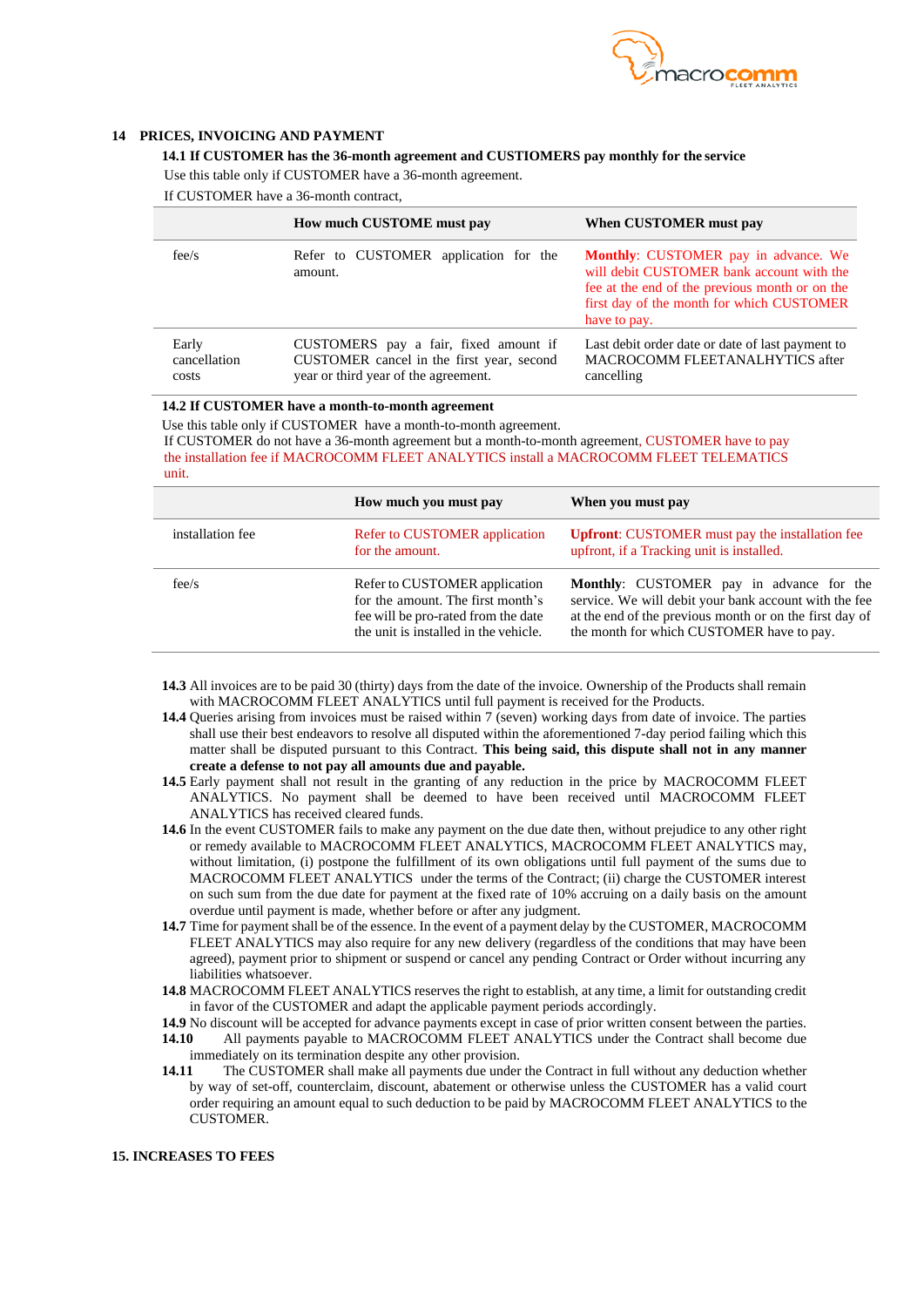## 14 PRICES, INVOICING AND PAYMENT

**14.1 If CUSTOMER has the 36-month agreement and CUSTIOMERS pay monthly for the service**

Use this table only if CUSTOMER have a 36-month agreement.

If CUSTOMER have a 36-month contract,

| | How much CUSTOME must pay | When CUSTOMER must pay |
|---|---|---|
| fee/s | Refer to CUSTOMER application for the amount. | **Monthly**: CUSTOMER pay in advance. We will debit CUSTOMER bank account with the fee at the end of the previous month or on the first day of the month for which CUSTOMER have to pay. |
| Early cancellation costs | CUSTOMERS pay a fair, fixed amount if CUSTOMER cancel in the first year, second year or third year of the agreement. | Last debit order date or date of last payment to MACROCOMM FLEETANALHYTICS after cancelling |

**14.2 If CUSTOMER have a month-to-month agreement**

Use this table only if CUSTOMER have a month-to-month agreement.

If CUSTOMER do not have a 36-month agreement but a month-to-month agreement, CUSTOMER have to pay the installation fee if MACROCOMM FLEET ANALYTICS install a MACROCOMM FLEET TELEMATICS unit.

| | How much you must pay | When you must pay |
|---|---|---|
| installation fee | Refer to CUSTOMER application for the amount. | **Upfront**: CUSTOMER must pay the installation fee upfront, if a Tracking unit is installed. |
| fee/s | Refer to CUSTOMER application for the amount. The first month's fee will be pro-rated from the date the unit is installed in the vehicle. | **Monthly**: CUSTOMER pay in advance for the service. We will debit your bank account with the fee at the end of the previous month or on the first day of the month for which CUSTOMER have to pay. |

**14.3** All invoices are to be paid 30 (thirty) days from the date of the invoice. Ownership of the Products shall remain with MACROCOMM FLEET ANALYTICS until full payment is received for the Products.

**14.4** Queries arising from invoices must be raised within 7 (seven) working days from date of invoice. The parties shall use their best endeavors to resolve all disputed within the aforementioned 7-day period failing which this matter shall be disputed pursuant to this Contract. **This being said, this dispute shall not in any manner create a defense to not pay all amounts due and payable.**

**14.5** Early payment shall not result in the granting of any reduction in the price by MACROCOMM FLEET ANALYTICS. No payment shall be deemed to have been received until MACROCOMM FLEET ANALYTICS has received cleared funds.

**14.6** In the event CUSTOMER fails to make any payment on the due date then, without prejudice to any other right or remedy available to MACROCOMM FLEET ANALYTICS, MACROCOMM FLEET ANALYTICS may, without limitation, (i) postpone the fulfillment of its own obligations until full payment of the sums due to MACROCOMM FLEET ANALYTICS under the terms of the Contract; (ii) charge the CUSTOMER interest on such sum from the due date for payment at the fixed rate of 10% accruing on a daily basis on the amount overdue until payment is made, whether before or after any judgment.

**14.7** Time for payment shall be of the essence. In the event of a payment delay by the CUSTOMER, MACROCOMM FLEET ANALYTICS may also require for any new delivery (regardless of the conditions that may have been agreed), payment prior to shipment or suspend or cancel any pending Contract or Order without incurring any liabilities whatsoever.

**14.8** MACROCOMM FLEET ANALYTICS reserves the right to establish, at any time, a limit for outstanding credit in favor of the CUSTOMER and adapt the applicable payment periods accordingly.

**14.9** No discount will be accepted for advance payments except in case of prior written consent between the parties.

**14.10** All payments payable to MACROCOMM FLEET ANALYTICS under the Contract shall become due immediately on its termination despite any other provision.

**14.11** The CUSTOMER shall make all payments due under the Contract in full without any deduction whether by way of set-off, counterclaim, discount, abatement or otherwise unless the CUSTOMER has a valid court order requiring an amount equal to such deduction to be paid by MACROCOMM FLEET ANALYTICS to the CUSTOMER.

## 15. INCREASES TO FEES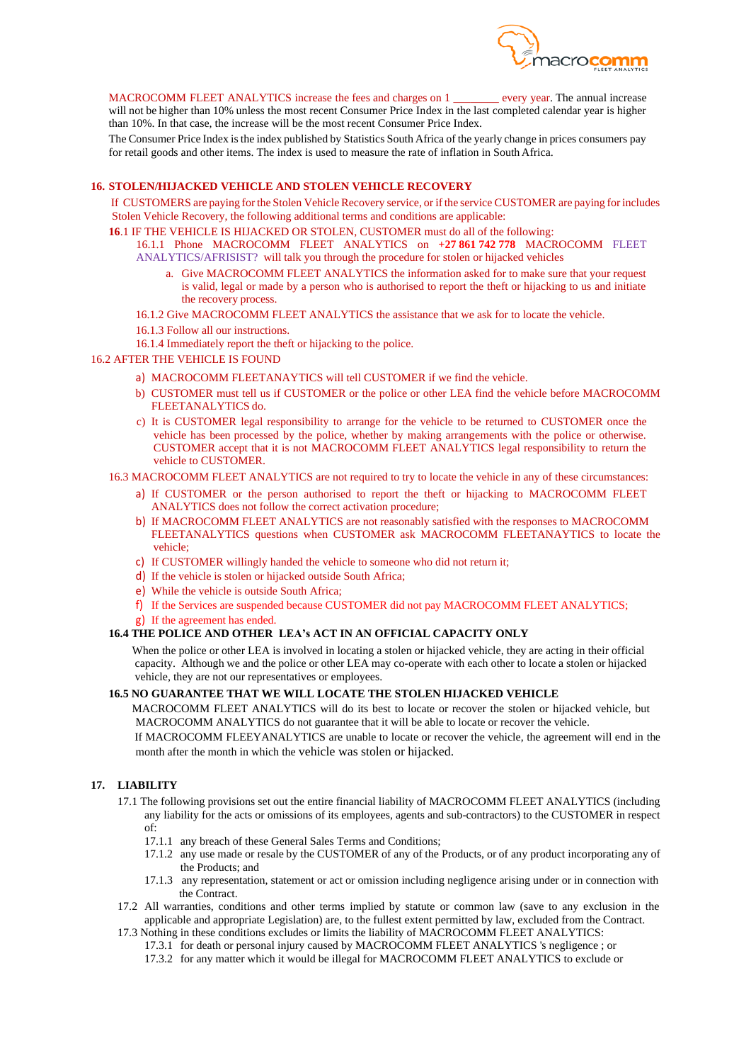MACROCOMM FLEET ANALYTICS increase the fees and charges on 1 ________ every year. The annual increase will not be higher than 10% unless the most recent Consumer Price Index in the last completed calendar year is higher than 10%. In that case, the increase will be the most recent Consumer Price Index.

The Consumer Price Index is the index published by Statistics South Africa of the yearly change in prices consumers pay for retail goods and other items. The index is used to measure the rate of inflation in South Africa.

**16. STOLEN/HIJACKED VEHICLE AND STOLEN VEHICLE RECOVERY**

If CUSTOMERS are paying for the Stolen Vehicle Recovery service, or if the service CUSTOMER are paying for includes Stolen Vehicle Recovery, the following additional terms and conditions are applicable:

**16**.1 IF THE VEHICLE IS HIJACKED OR STOLEN, CUSTOMER must do all of the following:

16.1.1 Phone MACROCOMM FLEET ANALYTICS on **+27 861 742 778** MACROCOMM FLEET ANALYTICS/AFRISIST? will talk you through the procedure for stolen or hijacked vehicles

a. Give MACROCOMM FLEET ANALYTICS the information asked for to make sure that your request is valid, legal or made by a person who is authorised to report the theft or hijacking to us and initiate the recovery process.

16.1.2 Give MACROCOMM FLEET ANALYTICS the assistance that we ask for to locate the vehicle.

16.1.3 Follow all our instructions.

16.1.4 Immediately report the theft or hijacking to the police.

16.2 AFTER THE VEHICLE IS FOUND

a) MACROCOMM FLEETANAYTICS will tell CUSTOMER if we find the vehicle.

b) CUSTOMER must tell us if CUSTOMER or the police or other LEA find the vehicle before MACROCOMM FLEETANALYTICS do.

c) It is CUSTOMER legal responsibility to arrange for the vehicle to be returned to CUSTOMER once the vehicle has been processed by the police, whether by making arrangements with the police or otherwise. CUSTOMER accept that it is not MACROCOMM FLEET ANALYTICS legal responsibility to return the vehicle to CUSTOMER.

16.3 MACROCOMM FLEET ANALYTICS are not required to try to locate the vehicle in any of these circumstances:

a) If CUSTOMER or the person authorised to report the theft or hijacking to MACROCOMM FLEET ANALYTICS does not follow the correct activation procedure;

b) If MACROCOMM FLEET ANALYTICS are not reasonably satisfied with the responses to MACROCOMM FLEETANALYTICS questions when CUSTOMER ask MACROCOMM FLEETANAYTICS to locate the vehicle;

c) If CUSTOMER willingly handed the vehicle to someone who did not return it;

d) If the vehicle is stolen or hijacked outside South Africa;

e) While the vehicle is outside South Africa;

f) If the Services are suspended because CUSTOMER did not pay MACROCOMM FLEET ANALYTICS;

g) If the agreement has ended.

**16.4 THE POLICE AND OTHER LEA's ACT IN AN OFFICIAL CAPACITY ONLY**

When the police or other LEA is involved in locating a stolen or hijacked vehicle, they are acting in their official capacity. Although we and the police or other LEA may co-operate with each other to locate a stolen or hijacked vehicle, they are not our representatives or employees.

**16.5 NO GUARANTEE THAT WE WILL LOCATE THE STOLEN HIJACKED VEHICLE**

MACROCOMM FLEET ANALYTICS will do its best to locate or recover the stolen or hijacked vehicle, but MACROCOMM ANALYTICS do not guarantee that it will be able to locate or recover the vehicle.

If MACROCOMM FLEEYANALYTICS are unable to locate or recover the vehicle, the agreement will end in the month after the month in which the vehicle was stolen or hijacked.

**17. LIABILITY**

17.1 The following provisions set out the entire financial liability of MACROCOMM FLEET ANALYTICS (including any liability for the acts or omissions of its employees, agents and sub-contractors) to the CUSTOMER in respect of:

17.1.1 any breach of these General Sales Terms and Conditions;

17.1.2 any use made or resale by the CUSTOMER of any of the Products, or of any product incorporating any of the Products; and

17.1.3 any representation, statement or act or omission including negligence arising under or in connection with the Contract.

17.2 All warranties, conditions and other terms implied by statute or common law (save to any exclusion in the applicable and appropriate Legislation) are, to the fullest extent permitted by law, excluded from the Contract.

17.3 Nothing in these conditions excludes or limits the liability of MACROCOMM FLEET ANALYTICS:

17.3.1 for death or personal injury caused by MACROCOMM FLEET ANALYTICS 's negligence ; or

17.3.2 for any matter which it would be illegal for MACROCOMM FLEET ANALYTICS to exclude or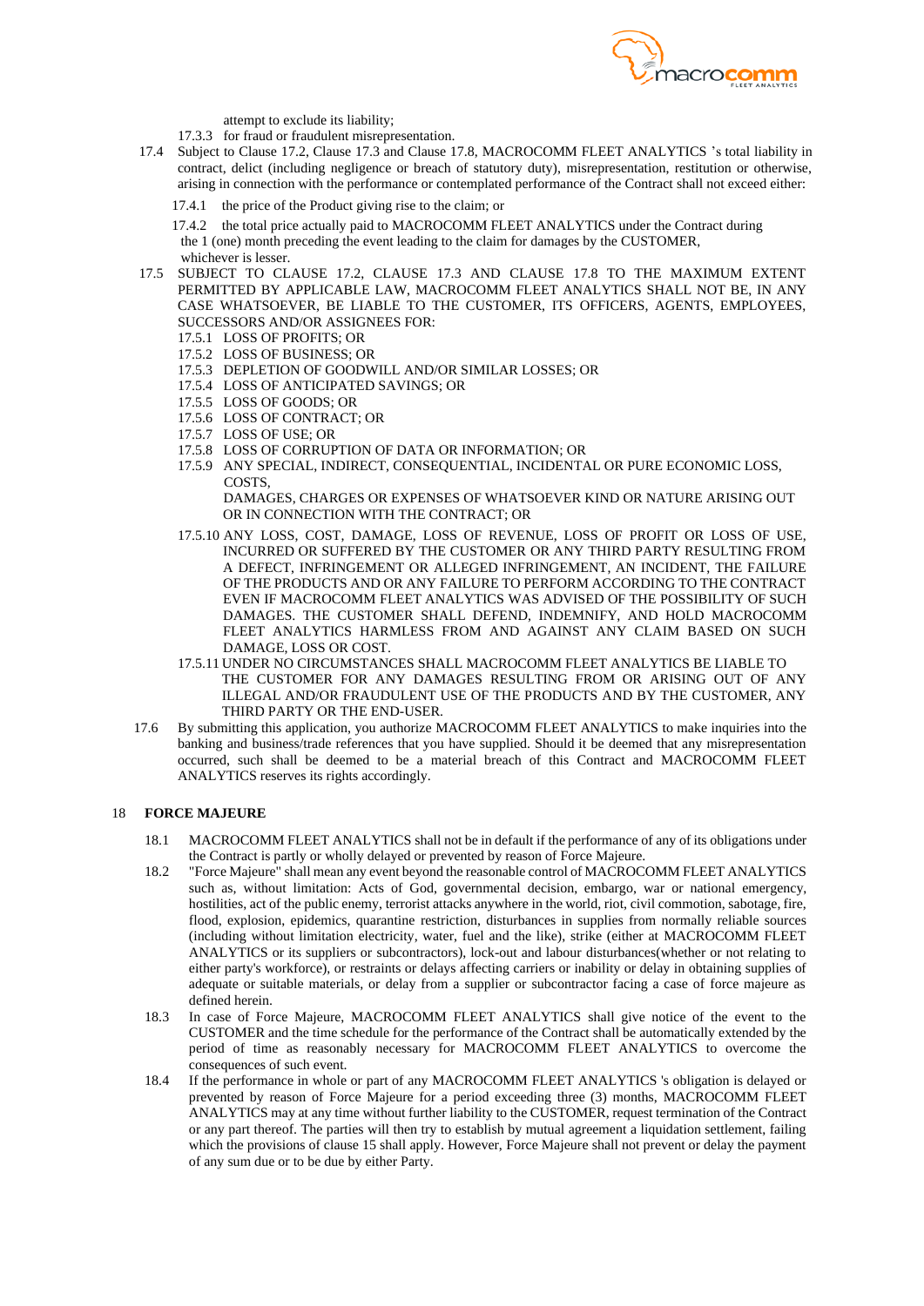attempt to exclude its liability;

17.3.3 for fraud or fraudulent misrepresentation.

17.4 Subject to Clause 17.2, Clause 17.3 and Clause 17.8, MACROCOMM FLEET ANALYTICS 's total liability in contract, delict (including negligence or breach of statutory duty), misrepresentation, restitution or otherwise, arising in connection with the performance or contemplated performance of the Contract shall not exceed either:

17.4.1 the price of the Product giving rise to the claim; or

17.4.2 the total price actually paid to MACROCOMM FLEET ANALYTICS under the Contract during the 1 (one) month preceding the event leading to the claim for damages by the CUSTOMER, whichever is lesser.

17.5 SUBJECT TO CLAUSE 17.2, CLAUSE 17.3 AND CLAUSE 17.8 TO THE MAXIMUM EXTENT PERMITTED BY APPLICABLE LAW, MACROCOMM FLEET ANALYTICS SHALL NOT BE, IN ANY CASE WHATSOEVER, BE LIABLE TO THE CUSTOMER, ITS OFFICERS, AGENTS, EMPLOYEES, SUCCESSORS AND/OR ASSIGNEES FOR:

17.5.1 LOSS OF PROFITS; OR

17.5.2 LOSS OF BUSINESS; OR

17.5.3 DEPLETION OF GOODWILL AND/OR SIMILAR LOSSES; OR

17.5.4 LOSS OF ANTICIPATED SAVINGS; OR

17.5.5 LOSS OF GOODS; OR

17.5.6 LOSS OF CONTRACT; OR

17.5.7 LOSS OF USE; OR

17.5.8 LOSS OF CORRUPTION OF DATA OR INFORMATION; OR

17.5.9 ANY SPECIAL, INDIRECT, CONSEQUENTIAL, INCIDENTAL OR PURE ECONOMIC LOSS, COSTS,
DAMAGES, CHARGES OR EXPENSES OF WHATSOEVER KIND OR NATURE ARISING OUT OR IN CONNECTION WITH THE CONTRACT; OR

17.5.10 ANY LOSS, COST, DAMAGE, LOSS OF REVENUE, LOSS OF PROFIT OR LOSS OF USE, INCURRED OR SUFFERED BY THE CUSTOMER OR ANY THIRD PARTY RESULTING FROM A DEFECT, INFRINGEMENT OR ALLEGED INFRINGEMENT, AN INCIDENT, THE FAILURE OF THE PRODUCTS AND OR ANY FAILURE TO PERFORM ACCORDING TO THE CONTRACT EVEN IF MACROCOMM FLEET ANALYTICS WAS ADVISED OF THE POSSIBILITY OF SUCH DAMAGES. THE CUSTOMER SHALL DEFEND, INDEMNIFY, AND HOLD MACROCOMM FLEET ANALYTICS HARMLESS FROM AND AGAINST ANY CLAIM BASED ON SUCH DAMAGE, LOSS OR COST.

17.5.11 UNDER NO CIRCUMSTANCES SHALL MACROCOMM FLEET ANALYTICS BE LIABLE TO THE CUSTOMER FOR ANY DAMAGES RESULTING FROM OR ARISING OUT OF ANY ILLEGAL AND/OR FRAUDULENT USE OF THE PRODUCTS AND BY THE CUSTOMER, ANY THIRD PARTY OR THE END-USER.

17.6 By submitting this application, you authorize MACROCOMM FLEET ANALYTICS to make inquiries into the banking and business/trade references that you have supplied. Should it be deemed that any misrepresentation occurred, such shall be deemed to be a material breach of this Contract and MACROCOMM FLEET ANALYTICS reserves its rights accordingly.

## 18 FORCE MAJEURE

18.1 MACROCOMM FLEET ANALYTICS shall not be in default if the performance of any of its obligations under the Contract is partly or wholly delayed or prevented by reason of Force Majeure.

18.2 "Force Majeure" shall mean any event beyond the reasonable control of MACROCOMM FLEET ANALYTICS such as, without limitation: Acts of God, governmental decision, embargo, war or national emergency, hostilities, act of the public enemy, terrorist attacks anywhere in the world, riot, civil commotion, sabotage, fire, flood, explosion, epidemics, quarantine restriction, disturbances in supplies from normally reliable sources (including without limitation electricity, water, fuel and the like), strike (either at MACROCOMM FLEET ANALYTICS or its suppliers or subcontractors), lock-out and labour disturbances(whether or not relating to either party's workforce), or restraints or delays affecting carriers or inability or delay in obtaining supplies of adequate or suitable materials, or delay from a supplier or subcontractor facing a case of force majeure as defined herein.

18.3 In case of Force Majeure, MACROCOMM FLEET ANALYTICS shall give notice of the event to the CUSTOMER and the time schedule for the performance of the Contract shall be automatically extended by the period of time as reasonably necessary for MACROCOMM FLEET ANALYTICS to overcome the consequences of such event.

18.4 If the performance in whole or part of any MACROCOMM FLEET ANALYTICS 's obligation is delayed or prevented by reason of Force Majeure for a period exceeding three (3) months, MACROCOMM FLEET ANALYTICS may at any time without further liability to the CUSTOMER, request termination of the Contract or any part thereof. The parties will then try to establish by mutual agreement a liquidation settlement, failing which the provisions of clause 15 shall apply. However, Force Majeure shall not prevent or delay the payment of any sum due or to be due by either Party.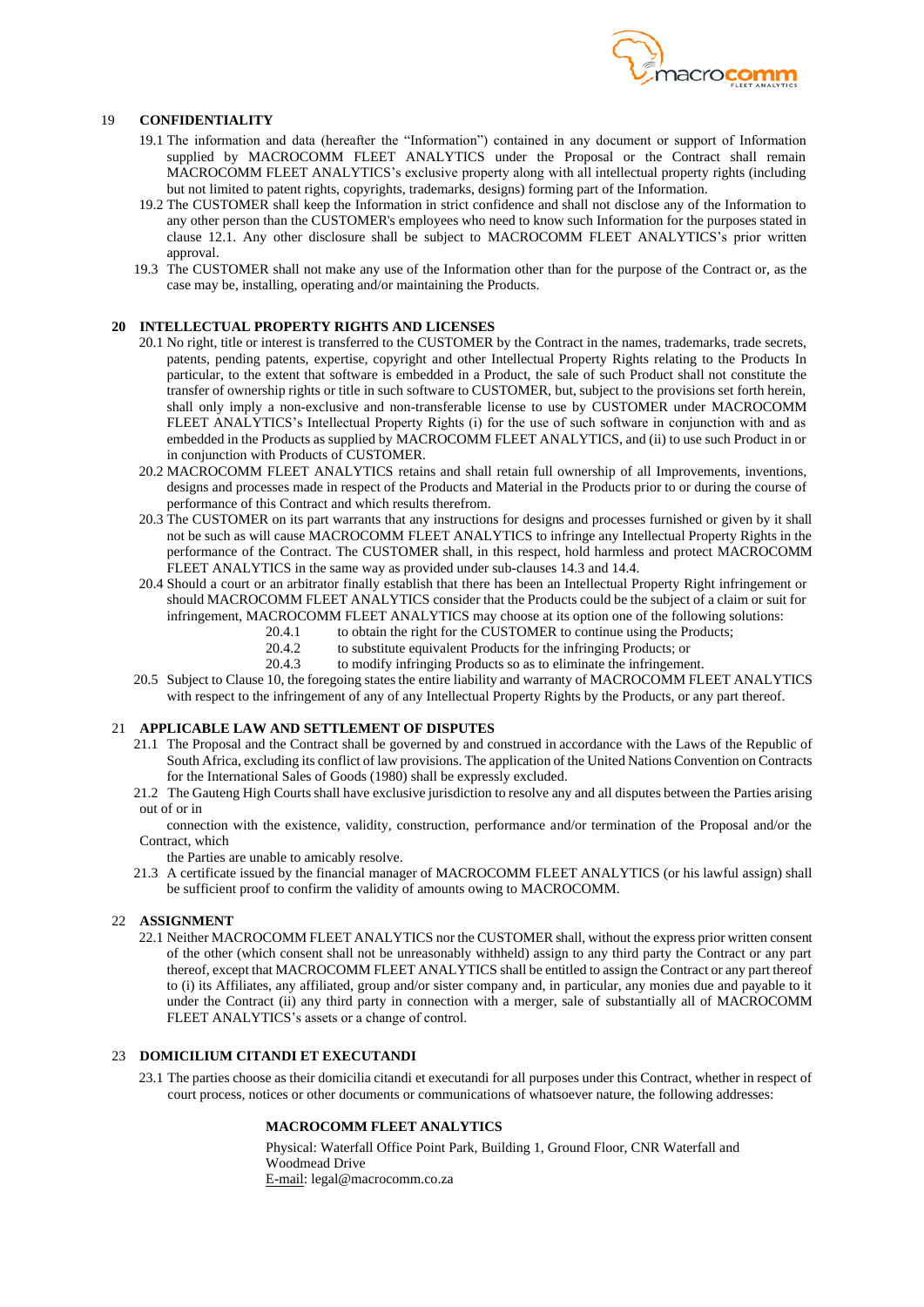## 19 CONFIDENTIALITY

19.1 The information and data (hereafter the "Information") contained in any document or support of Information supplied by MACROCOMM FLEET ANALYTICS under the Proposal or the Contract shall remain MACROCOMM FLEET ANALYTICS's exclusive property along with all intellectual property rights (including but not limited to patent rights, copyrights, trademarks, designs) forming part of the Information.

19.2 The CUSTOMER shall keep the Information in strict confidence and shall not disclose any of the Information to any other person than the CUSTOMER's employees who need to know such Information for the purposes stated in clause 12.1. Any other disclosure shall be subject to MACROCOMM FLEET ANALYTICS's prior written approval.

19.3 The CUSTOMER shall not make any use of the Information other than for the purpose of the Contract or, as the case may be, installing, operating and/or maintaining the Products.

## 20 INTELLECTUAL PROPERTY RIGHTS AND LICENSES

20.1 No right, title or interest is transferred to the CUSTOMER by the Contract in the names, trademarks, trade secrets, patents, pending patents, expertise, copyright and other Intellectual Property Rights relating to the Products In particular, to the extent that software is embedded in a Product, the sale of such Product shall not constitute the transfer of ownership rights or title in such software to CUSTOMER, but, subject to the provisions set forth herein, shall only imply a non-exclusive and non-transferable license to use by CUSTOMER under MACROCOMM FLEET ANALYTICS's Intellectual Property Rights (i) for the use of such software in conjunction with and as embedded in the Products as supplied by MACROCOMM FLEET ANALYTICS, and (ii) to use such Product in or in conjunction with Products of CUSTOMER.

20.2 MACROCOMM FLEET ANALYTICS retains and shall retain full ownership of all Improvements, inventions, designs and processes made in respect of the Products and Material in the Products prior to or during the course of performance of this Contract and which results therefrom.

20.3 The CUSTOMER on its part warrants that any instructions for designs and processes furnished or given by it shall not be such as will cause MACROCOMM FLEET ANALYTICS to infringe any Intellectual Property Rights in the performance of the Contract. The CUSTOMER shall, in this respect, hold harmless and protect MACROCOMM FLEET ANALYTICS in the same way as provided under sub-clauses 14.3 and 14.4.

20.4 Should a court or an arbitrator finally establish that there has been an Intellectual Property Right infringement or should MACROCOMM FLEET ANALYTICS consider that the Products could be the subject of a claim or suit for infringement, MACROCOMM FLEET ANALYTICS may choose at its option one of the following solutions:

- 20.4.1 to obtain the right for the CUSTOMER to continue using the Products;
- 20.4.2 to substitute equivalent Products for the infringing Products; or
- 20.4.3 to modify infringing Products so as to eliminate the infringement.

20.5 Subject to Clause 10, the foregoing states the entire liability and warranty of MACROCOMM FLEET ANALYTICS with respect to the infringement of any of any Intellectual Property Rights by the Products, or any part thereof.

## 21 APPLICABLE LAW AND SETTLEMENT OF DISPUTES

21.1 The Proposal and the Contract shall be governed by and construed in accordance with the Laws of the Republic of South Africa, excluding its conflict of law provisions. The application of the United Nations Convention on Contracts for the International Sales of Goods (1980) shall be expressly excluded.

21.2 The Gauteng High Courts shall have exclusive jurisdiction to resolve any and all disputes between the Parties arising out of or in connection with the existence, validity, construction, performance and/or termination of the Proposal and/or the Contract, which the Parties are unable to amicably resolve.

21.3 A certificate issued by the financial manager of MACROCOMM FLEET ANALYTICS (or his lawful assign) shall be sufficient proof to confirm the validity of amounts owing to MACROCOMM.

## 22 ASSIGNMENT

22.1 Neither MACROCOMM FLEET ANALYTICS nor the CUSTOMER shall, without the express prior written consent of the other (which consent shall not be unreasonably withheld) assign to any third party the Contract or any part thereof, except that MACROCOMM FLEET ANALYTICS shall be entitled to assign the Contract or any part thereof to (i) its Affiliates, any affiliated, group and/or sister company and, in particular, any monies due and payable to it under the Contract (ii) any third party in connection with a merger, sale of substantially all of MACROCOMM FLEET ANALYTICS's assets or a change of control.

## 23 DOMICILIUM CITANDI ET EXECUTANDI

23.1 The parties choose as their domicilia citandi et executandi for all purposes under this Contract, whether in respect of court process, notices or other documents or communications of whatsoever nature, the following addresses:

**MACROCOMM FLEET ANALYTICS**

Physical: Waterfall Office Point Park, Building 1, Ground Floor, CNR Waterfall and Woodmead Drive
E-mail: legal@macrocomm.co.za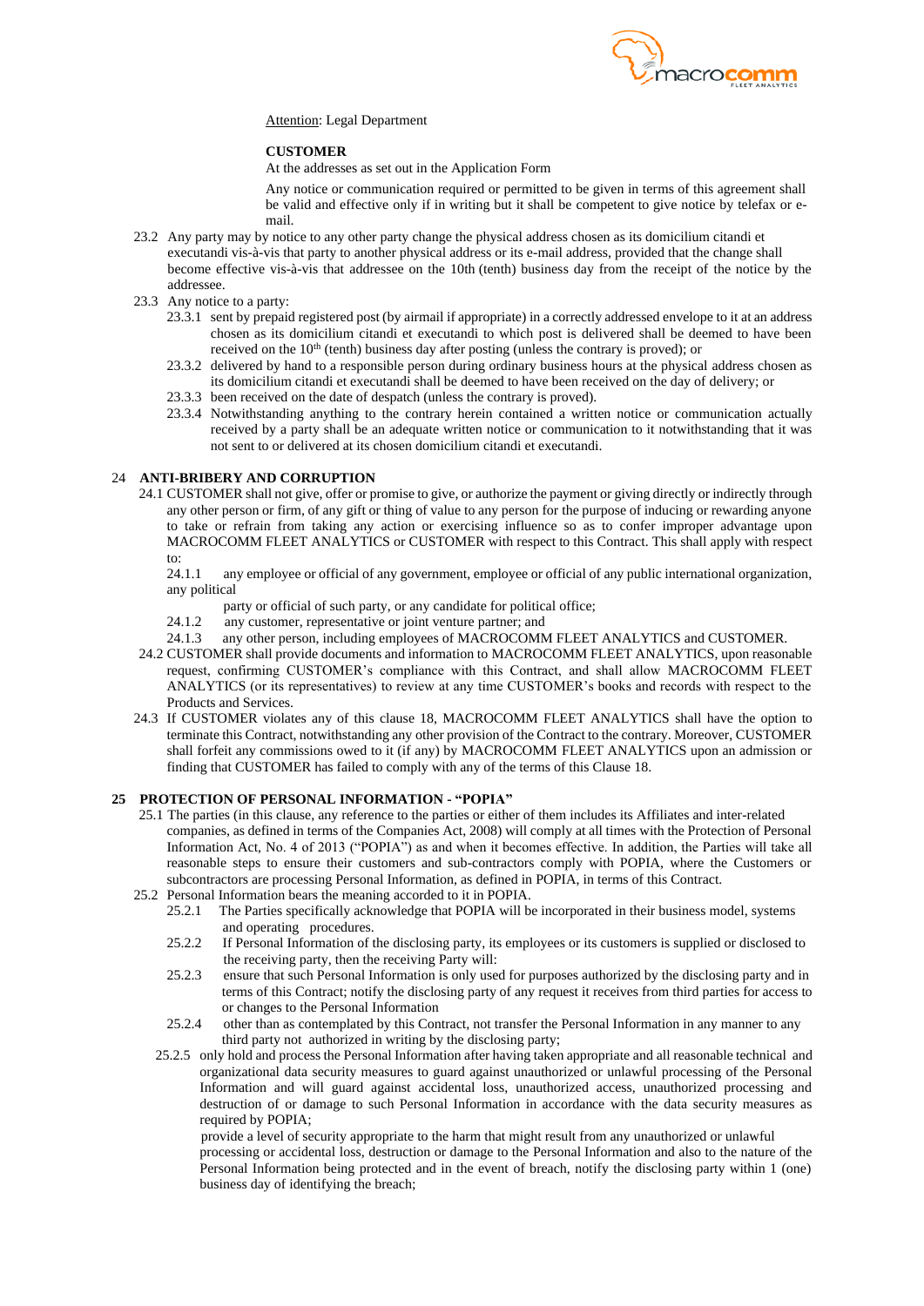Attention: Legal Department

**CUSTOMER**

At the addresses as set out in the Application Form

Any notice or communication required or permitted to be given in terms of this agreement shall be valid and effective only if in writing but it shall be competent to give notice by telefax or e-mail.

23.2 Any party may by notice to any other party change the physical address chosen as its domicilium citandi et executandi vis-à-vis that party to another physical address or its e-mail address, provided that the change shall become effective vis-à-vis that addressee on the 10th (tenth) business day from the receipt of the notice by the addressee.

23.3 Any notice to a party:

23.3.1 sent by prepaid registered post (by airmail if appropriate) in a correctly addressed envelope to it at an address chosen as its domicilium citandi et executandi to which post is delivered shall be deemed to have been received on the 10th (tenth) business day after posting (unless the contrary is proved); or

23.3.2 delivered by hand to a responsible person during ordinary business hours at the physical address chosen as its domicilium citandi et executandi shall be deemed to have been received on the day of delivery; or

23.3.3 been received on the date of despatch (unless the contrary is proved).

23.3.4 Notwithstanding anything to the contrary herein contained a written notice or communication actually received by a party shall be an adequate written notice or communication to it notwithstanding that it was not sent to or delivered at its chosen domicilium citandi et executandi.

## 24 ANTI-BRIBERY AND CORRUPTION

24.1 CUSTOMER shall not give, offer or promise to give, or authorize the payment or giving directly or indirectly through any other person or firm, of any gift or thing of value to any person for the purpose of inducing or rewarding anyone to take or refrain from taking any action or exercising influence so as to confer improper advantage upon MACROCOMM FLEET ANALYTICS or CUSTOMER with respect to this Contract. This shall apply with respect to:

24.1.1 any employee or official of any government, employee or official of any public international organization, any political party or official of such party, or any candidate for political office;

24.1.2 any customer, representative or joint venture partner; and

24.1.3 any other person, including employees of MACROCOMM FLEET ANALYTICS and CUSTOMER.

24.2 CUSTOMER shall provide documents and information to MACROCOMM FLEET ANALYTICS, upon reasonable request, confirming CUSTOMER's compliance with this Contract, and shall allow MACROCOMM FLEET ANALYTICS (or its representatives) to review at any time CUSTOMER's books and records with respect to the Products and Services.

24.3 If CUSTOMER violates any of this clause 18, MACROCOMM FLEET ANALYTICS shall have the option to terminate this Contract, notwithstanding any other provision of the Contract to the contrary. Moreover, CUSTOMER shall forfeit any commissions owed to it (if any) by MACROCOMM FLEET ANALYTICS upon an admission or finding that CUSTOMER has failed to comply with any of the terms of this Clause 18.

## 25 PROTECTION OF PERSONAL INFORMATION - "POPIA"

25.1 The parties (in this clause, any reference to the parties or either of them includes its Affiliates and inter-related companies, as defined in terms of the Companies Act, 2008) will comply at all times with the Protection of Personal Information Act, No. 4 of 2013 ("POPIA") as and when it becomes effective. In addition, the Parties will take all reasonable steps to ensure their customers and sub-contractors comply with POPIA, where the Customers or subcontractors are processing Personal Information, as defined in POPIA, in terms of this Contract.

25.2 Personal Information bears the meaning accorded to it in POPIA.

25.2.1 The Parties specifically acknowledge that POPIA will be incorporated in their business model, systems and operating procedures.

25.2.2 If Personal Information of the disclosing party, its employees or its customers is supplied or disclosed to the receiving party, then the receiving Party will:

25.2.3 ensure that such Personal Information is only used for purposes authorized by the disclosing party and in terms of this Contract; notify the disclosing party of any request it receives from third parties for access to or changes to the Personal Information

25.2.4 other than as contemplated by this Contract, not transfer the Personal Information in any manner to any third party not authorized in writing by the disclosing party;

25.2.5 only hold and process the Personal Information after having taken appropriate and all reasonable technical and organizational data security measures to guard against unauthorized or unlawful processing of the Personal Information and will guard against accidental loss, unauthorized access, unauthorized processing and destruction of or damage to such Personal Information in accordance with the data security measures as required by POPIA;

provide a level of security appropriate to the harm that might result from any unauthorized or unlawful processing or accidental loss, destruction or damage to the Personal Information and also to the nature of the Personal Information being protected and in the event of breach, notify the disclosing party within 1 (one) business day of identifying the breach;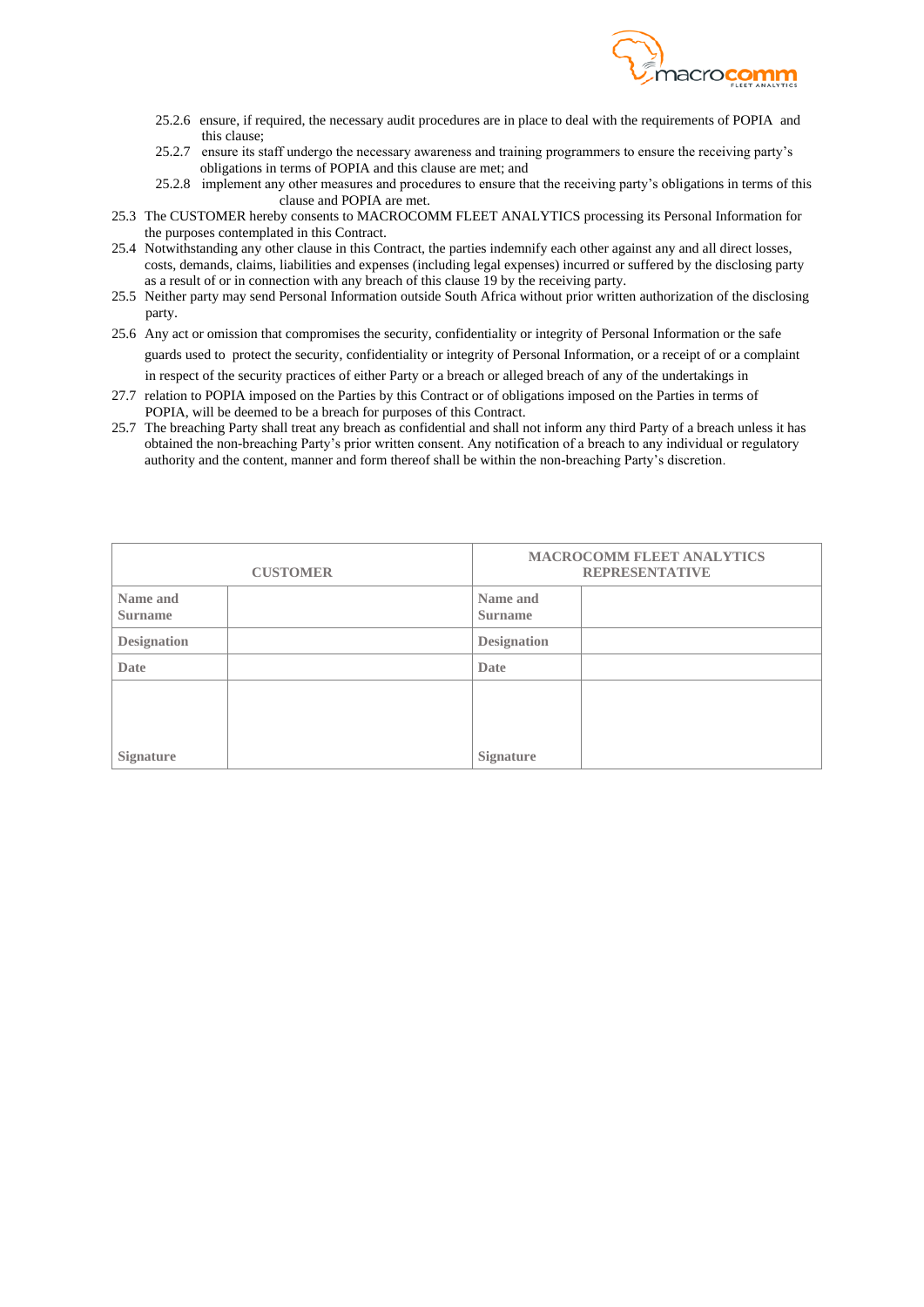25.2.6 ensure, if required, the necessary audit procedures are in place to deal with the requirements of POPIA and this clause;

25.2.7 ensure its staff undergo the necessary awareness and training programmers to ensure the receiving party's obligations in terms of POPIA and this clause are met; and

25.2.8 implement any other measures and procedures to ensure that the receiving party's obligations in terms of this clause and POPIA are met.

25.3 The CUSTOMER hereby consents to MACROCOMM FLEET ANALYTICS processing its Personal Information for the purposes contemplated in this Contract.

25.4 Notwithstanding any other clause in this Contract, the parties indemnify each other against any and all direct losses, costs, demands, claims, liabilities and expenses (including legal expenses) incurred or suffered by the disclosing party as a result of or in connection with any breach of this clause 19 by the receiving party.

25.5 Neither party may send Personal Information outside South Africa without prior written authorization of the disclosing party.

25.6 Any act or omission that compromises the security, confidentiality or integrity of Personal Information or the safe guards used to protect the security, confidentiality or integrity of Personal Information, or a receipt of or a complaint in respect of the security practices of either Party or a breach or alleged breach of any of the undertakings in

27.7 relation to POPIA imposed on the Parties by this Contract or of obligations imposed on the Parties in terms of POPIA, will be deemed to be a breach for purposes of this Contract.

25.7 The breaching Party shall treat any breach as confidential and shall not inform any third Party of a breach unless it has obtained the non-breaching Party's prior written consent. Any notification of a breach to any individual or regulatory authority and the content, manner and form thereof shall be within the non-breaching Party's discretion.

| CUSTOMER | | MACROCOMM FLEET ANALYTICS REPRESENTATIVE | |
|---|---|---|---|
| Name and Surname | | Name and Surname | |
| Designation | | Designation | |
| Date | | Date | |
| Signature | | Signature | |